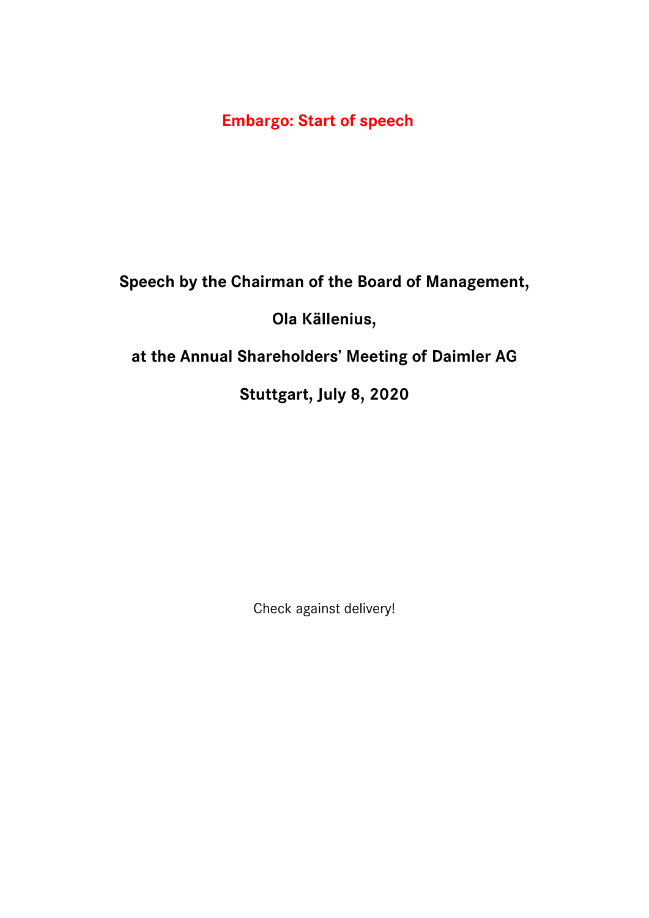**Embargo: Start of speech**

# Speech by the Chairman of the Board of Management,

# Ola Källenius,

# at the Annual Shareholders' Meeting of Daimler AG

# Stuttgart, July 8, 2020

Check against delivery!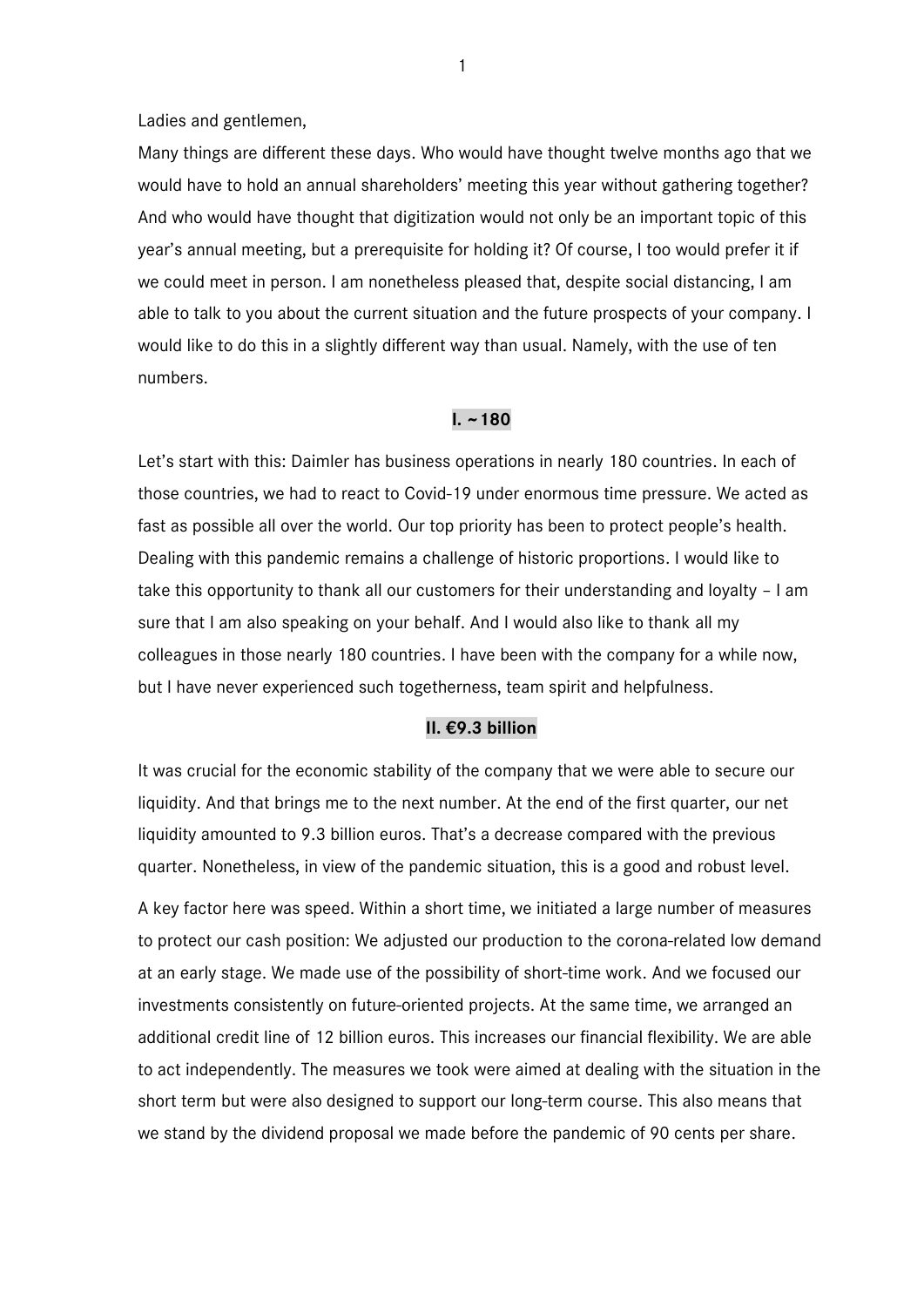Ladies and gentlemen,

Many things are different these days. Who would have thought twelve months ago that we would have to hold an annual shareholders' meeting this year without gathering together? And who would have thought that digitization would not only be an important topic of this year's annual meeting, but a prerequisite for holding it? Of course, I too would prefer it if we could meet in person. I am nonetheless pleased that, despite social distancing, I am able to talk to you about the current situation and the future prospects of your company. I would like to do this in a slightly different way than usual. Namely, with the use of ten numbers.

## I. ~180

Let's start with this: Daimler has business operations in nearly 180 countries. In each of those countries, we had to react to Covid-19 under enormous time pressure. We acted as fast as possible all over the world. Our top priority has been to protect people's health. Dealing with this pandemic remains a challenge of historic proportions. I would like to take this opportunity to thank all our customers for their understanding and loyalty – I am sure that I am also speaking on your behalf. And I would also like to thank all my colleagues in those nearly 180 countries. I have been with the company for a while now, but I have never experienced such togetherness, team spirit and helpfulness.

## II. €9.3 billion

It was crucial for the economic stability of the company that we were able to secure our liquidity. And that brings me to the next number. At the end of the first quarter, our net liquidity amounted to 9.3 billion euros. That's a decrease compared with the previous quarter. Nonetheless, in view of the pandemic situation, this is a good and robust level.

A key factor here was speed. Within a short time, we initiated a large number of measures to protect our cash position: We adjusted our production to the corona-related low demand at an early stage. We made use of the possibility of short-time work. And we focused our investments consistently on future-oriented projects. At the same time, we arranged an additional credit line of 12 billion euros. This increases our financial flexibility. We are able to act independently. The measures we took were aimed at dealing with the situation in the short term but were also designed to support our long-term course. This also means that we stand by the dividend proposal we made before the pandemic of 90 cents per share.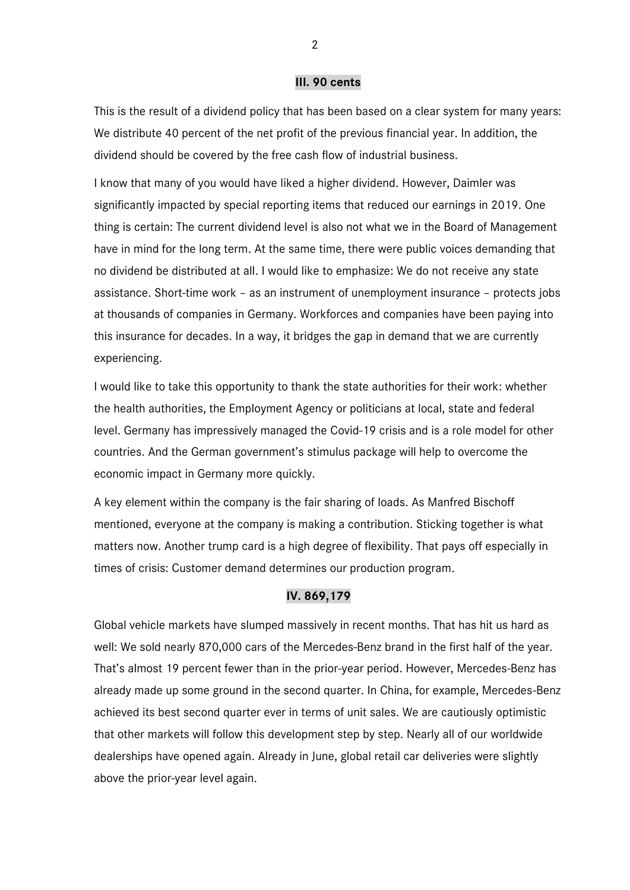## III. 90 cents

This is the result of a dividend policy that has been based on a clear system for many years: We distribute 40 percent of the net profit of the previous financial year. In addition, the dividend should be covered by the free cash flow of industrial business.

I know that many of you would have liked a higher dividend. However, Daimler was significantly impacted by special reporting items that reduced our earnings in 2019. One thing is certain: The current dividend level is also not what we in the Board of Management have in mind for the long term. At the same time, there were public voices demanding that no dividend be distributed at all. I would like to emphasize: We do not receive any state assistance. Short-time work – as an instrument of unemployment insurance – protects jobs at thousands of companies in Germany. Workforces and companies have been paying into this insurance for decades. In a way, it bridges the gap in demand that we are currently experiencing.

I would like to take this opportunity to thank the state authorities for their work: whether the health authorities, the Employment Agency or politicians at local, state and federal level. Germany has impressively managed the Covid-19 crisis and is a role model for other countries. And the German government's stimulus package will help to overcome the economic impact in Germany more quickly.

A key element within the company is the fair sharing of loads. As Manfred Bischoff mentioned, everyone at the company is making a contribution. Sticking together is what matters now. Another trump card is a high degree of flexibility. That pays off especially in times of crisis: Customer demand determines our production program.

## IV. 869,179

Global vehicle markets have slumped massively in recent months. That has hit us hard as well: We sold nearly 870,000 cars of the Mercedes-Benz brand in the first half of the year. That's almost 19 percent fewer than in the prior-year period. However, Mercedes-Benz has already made up some ground in the second quarter. In China, for example, Mercedes-Benz achieved its best second quarter ever in terms of unit sales. We are cautiously optimistic that other markets will follow this development step by step. Nearly all of our worldwide dealerships have opened again. Already in June, global retail car deliveries were slightly above the prior-year level again.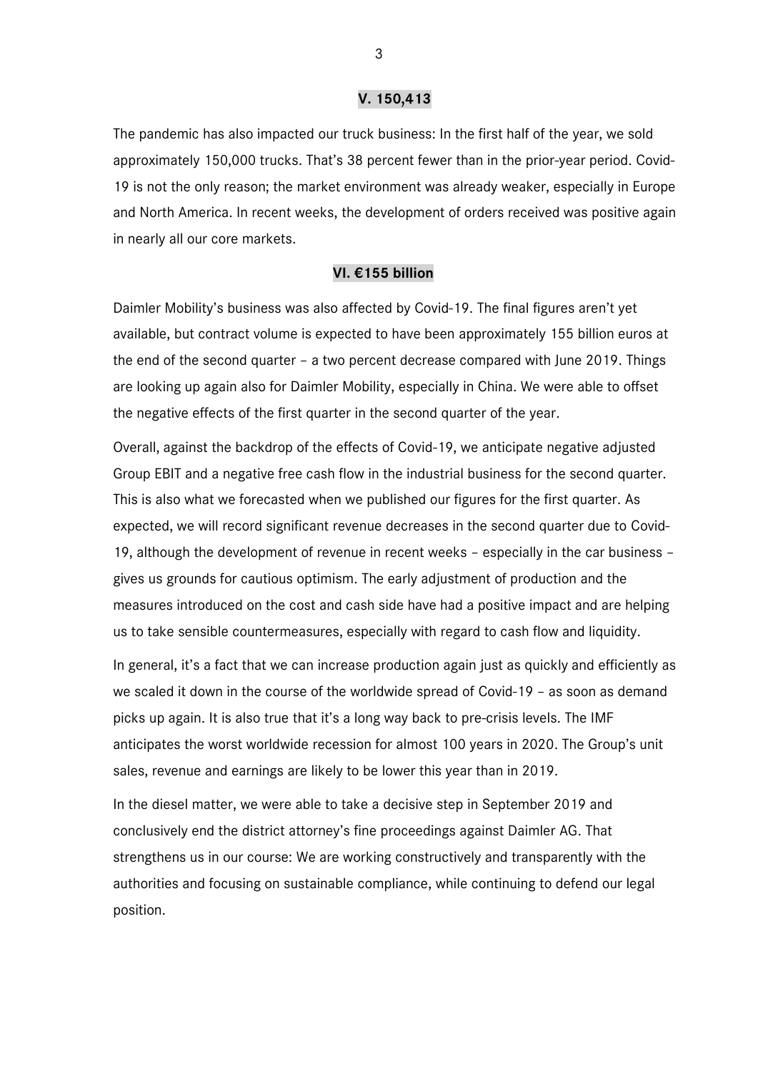## V. 150,413

The pandemic has also impacted our truck business: In the first half of the year, we sold approximately 150,000 trucks. That's 38 percent fewer than in the prior-year period. Covid-19 is not the only reason; the market environment was already weaker, especially in Europe and North America. In recent weeks, the development of orders received was positive again in nearly all our core markets.

## VI. €155 billion

Daimler Mobility's business was also affected by Covid-19. The final figures aren't yet available, but contract volume is expected to have been approximately 155 billion euros at the end of the second quarter – a two percent decrease compared with June 2019. Things are looking up again also for Daimler Mobility, especially in China. We were able to offset the negative effects of the first quarter in the second quarter of the year.

Overall, against the backdrop of the effects of Covid-19, we anticipate negative adjusted Group EBIT and a negative free cash flow in the industrial business for the second quarter. This is also what we forecasted when we published our figures for the first quarter. As expected, we will record significant revenue decreases in the second quarter due to Covid-19, although the development of revenue in recent weeks – especially in the car business – gives us grounds for cautious optimism. The early adjustment of production and the measures introduced on the cost and cash side have had a positive impact and are helping us to take sensible countermeasures, especially with regard to cash flow and liquidity.

In general, it's a fact that we can increase production again just as quickly and efficiently as we scaled it down in the course of the worldwide spread of Covid-19 – as soon as demand picks up again. It is also true that it's a long way back to pre-crisis levels. The IMF anticipates the worst worldwide recession for almost 100 years in 2020. The Group's unit sales, revenue and earnings are likely to be lower this year than in 2019.

In the diesel matter, we were able to take a decisive step in September 2019 and conclusively end the district attorney's fine proceedings against Daimler AG. That strengthens us in our course: We are working constructively and transparently with the authorities and focusing on sustainable compliance, while continuing to defend our legal position.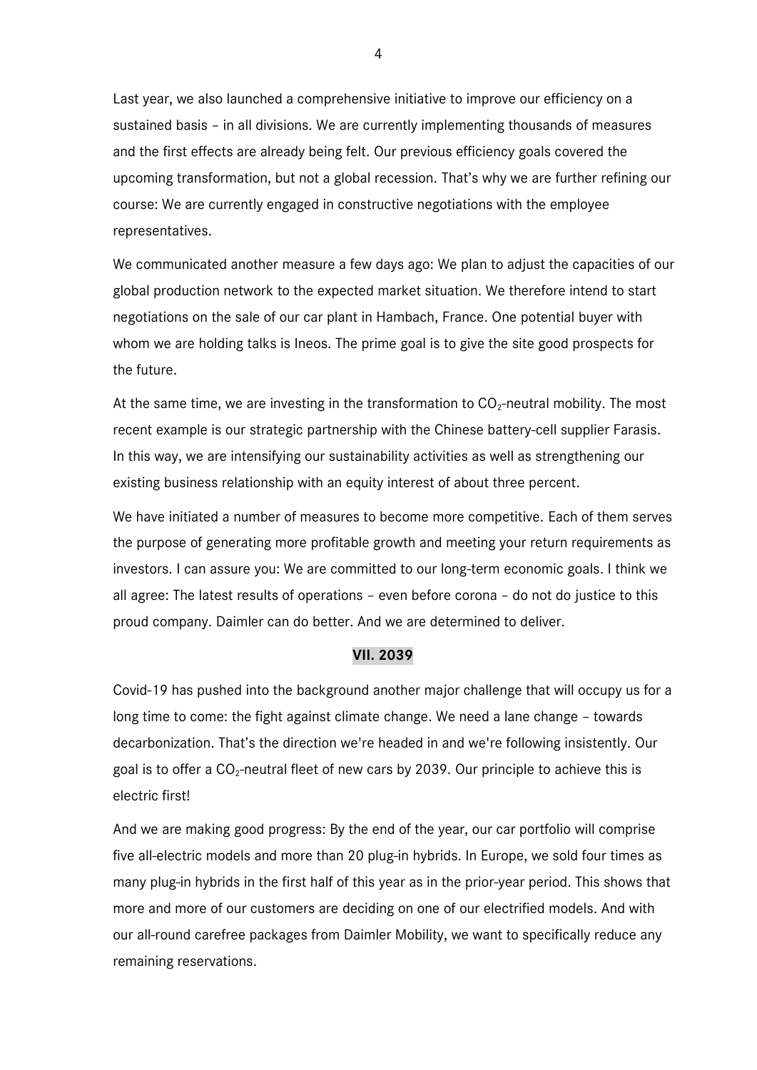Last year, we also launched a comprehensive initiative to improve our efficiency on a sustained basis – in all divisions. We are currently implementing thousands of measures and the first effects are already being felt. Our previous efficiency goals covered the upcoming transformation, but not a global recession. That's why we are further refining our course: We are currently engaged in constructive negotiations with the employee representatives.

We communicated another measure a few days ago: We plan to adjust the capacities of our global production network to the expected market situation. We therefore intend to start negotiations on the sale of our car plant in Hambach, France. One potential buyer with whom we are holding talks is Ineos. The prime goal is to give the site good prospects for the future.

At the same time, we are investing in the transformation to $CO_2$-neutral mobility. The most recent example is our strategic partnership with the Chinese battery-cell supplier Farasis. In this way, we are intensifying our sustainability activities as well as strengthening our existing business relationship with an equity interest of about three percent.

We have initiated a number of measures to become more competitive. Each of them serves the purpose of generating more profitable growth and meeting your return requirements as investors. I can assure you: We are committed to our long-term economic goals. I think we all agree: The latest results of operations – even before corona – do not do justice to this proud company. Daimler can do better. And we are determined to deliver.

## VII. 2039

Covid-19 has pushed into the background another major challenge that will occupy us for a long time to come: the fight against climate change. We need a lane change – towards decarbonization. That's the direction we're headed in and we're following insistently. Our goal is to offer a $CO_2$-neutral fleet of new cars by 2039. Our principle to achieve this is electric first!

And we are making good progress: By the end of the year, our car portfolio will comprise five all-electric models and more than 20 plug-in hybrids. In Europe, we sold four times as many plug-in hybrids in the first half of this year as in the prior-year period. This shows that more and more of our customers are deciding on one of our electrified models. And with our all-round carefree packages from Daimler Mobility, we want to specifically reduce any remaining reservations.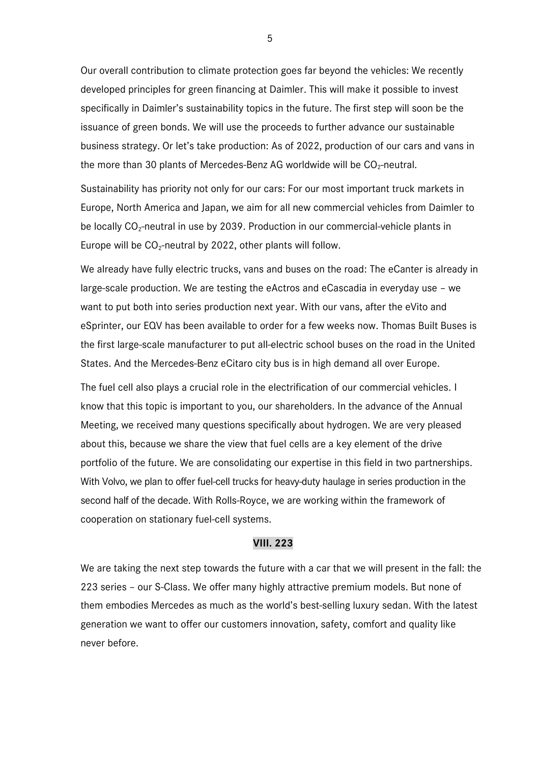Our overall contribution to climate protection goes far beyond the vehicles: We recently developed principles for green financing at Daimler. This will make it possible to invest specifically in Daimler's sustainability topics in the future. The first step will soon be the issuance of green bonds. We will use the proceeds to further advance our sustainable business strategy. Or let's take production: As of 2022, production of our cars and vans in the more than 30 plants of Mercedes-Benz AG worldwide will be $CO_2$-neutral.

Sustainability has priority not only for our cars: For our most important truck markets in Europe, North America and Japan, we aim for all new commercial vehicles from Daimler to be locally $CO_2$-neutral in use by 2039. Production in our commercial-vehicle plants in Europe will be $CO_2$-neutral by 2022, other plants will follow.

We already have fully electric trucks, vans and buses on the road: The eCanter is already in large-scale production. We are testing the eActros and eCascadia in everyday use – we want to put both into series production next year. With our vans, after the eVito and eSprinter, our EQV has been available to order for a few weeks now. Thomas Built Buses is the first large-scale manufacturer to put all-electric school buses on the road in the United States. And the Mercedes-Benz eCitaro city bus is in high demand all over Europe.

The fuel cell also plays a crucial role in the electrification of our commercial vehicles. I know that this topic is important to you, our shareholders. In the advance of the Annual Meeting, we received many questions specifically about hydrogen. We are very pleased about this, because we share the view that fuel cells are a key element of the drive portfolio of the future. We are consolidating our expertise in this field in two partnerships. With Volvo, we plan to offer fuel-cell trucks for heavy-duty haulage in series production in the second half of the decade. With Rolls-Royce, we are working within the framework of cooperation on stationary fuel-cell systems.

## VIII. 223

We are taking the next step towards the future with a car that we will present in the fall: the 223 series – our S-Class. We offer many highly attractive premium models. But none of them embodies Mercedes as much as the world's best-selling luxury sedan. With the latest generation we want to offer our customers innovation, safety, comfort and quality like never before.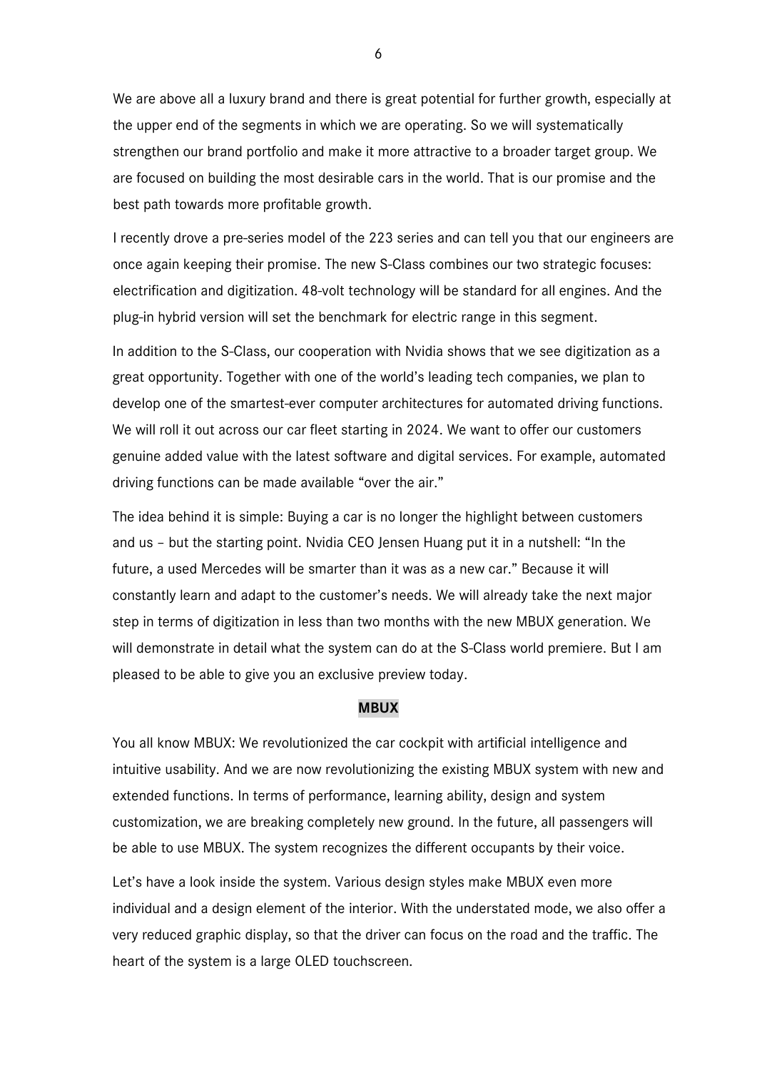We are above all a luxury brand and there is great potential for further growth, especially at the upper end of the segments in which we are operating. So we will systematically strengthen our brand portfolio and make it more attractive to a broader target group. We are focused on building the most desirable cars in the world. That is our promise and the best path towards more profitable growth.

I recently drove a pre-series model of the 223 series and can tell you that our engineers are once again keeping their promise. The new S-Class combines our two strategic focuses: electrification and digitization. 48-volt technology will be standard for all engines. And the plug-in hybrid version will set the benchmark for electric range in this segment.

In addition to the S-Class, our cooperation with Nvidia shows that we see digitization as a great opportunity. Together with one of the world's leading tech companies, we plan to develop one of the smartest-ever computer architectures for automated driving functions. We will roll it out across our car fleet starting in 2024. We want to offer our customers genuine added value with the latest software and digital services. For example, automated driving functions can be made available "over the air."

The idea behind it is simple: Buying a car is no longer the highlight between customers and us – but the starting point. Nvidia CEO Jensen Huang put it in a nutshell: "In the future, a used Mercedes will be smarter than it was as a new car." Because it will constantly learn and adapt to the customer's needs. We will already take the next major step in terms of digitization in less than two months with the new MBUX generation. We will demonstrate in detail what the system can do at the S-Class world premiere. But I am pleased to be able to give you an exclusive preview today.

**MBUX**

You all know MBUX: We revolutionized the car cockpit with artificial intelligence and intuitive usability. And we are now revolutionizing the existing MBUX system with new and extended functions. In terms of performance, learning ability, design and system customization, we are breaking completely new ground. In the future, all passengers will be able to use MBUX. The system recognizes the different occupants by their voice.

Let's have a look inside the system. Various design styles make MBUX even more individual and a design element of the interior. With the understated mode, we also offer a very reduced graphic display, so that the driver can focus on the road and the traffic. The heart of the system is a large OLED touchscreen.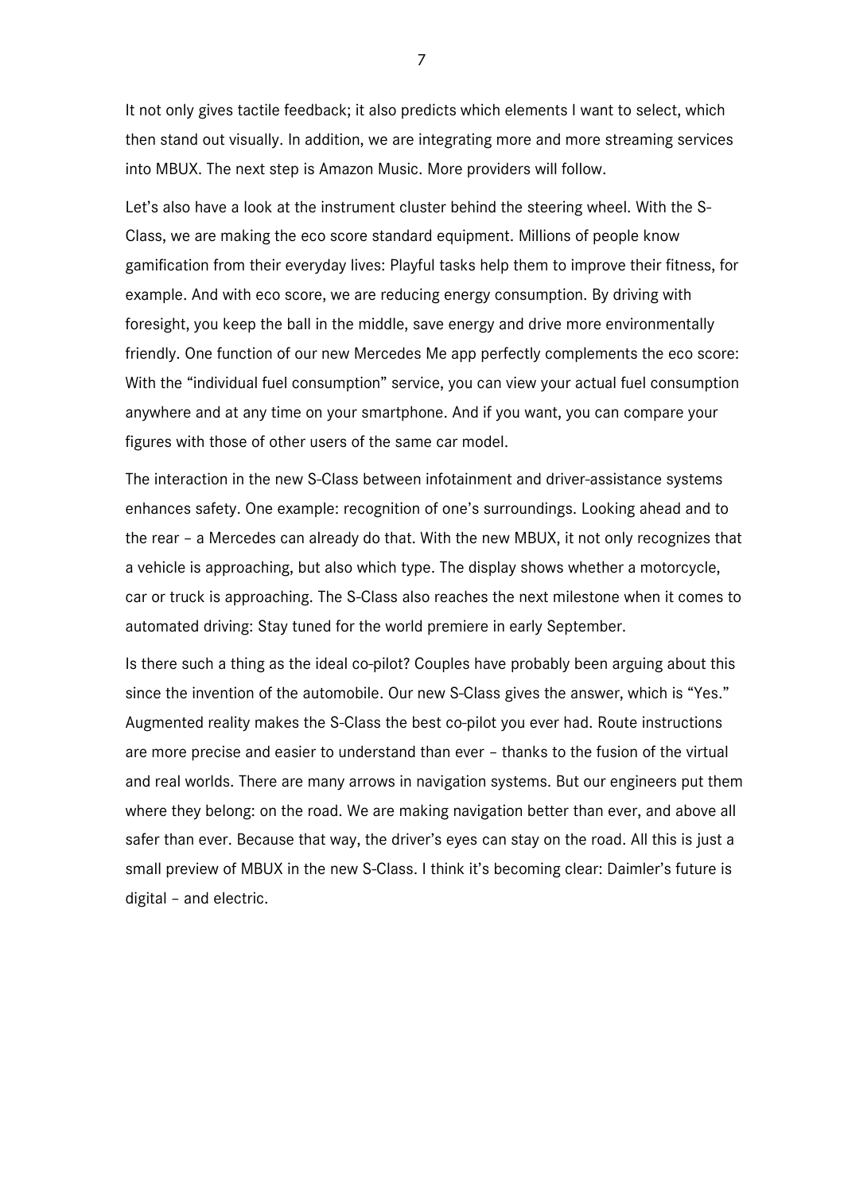It not only gives tactile feedback; it also predicts which elements I want to select, which then stand out visually. In addition, we are integrating more and more streaming services into MBUX. The next step is Amazon Music. More providers will follow.

Let's also have a look at the instrument cluster behind the steering wheel. With the S-Class, we are making the eco score standard equipment. Millions of people know gamification from their everyday lives: Playful tasks help them to improve their fitness, for example. And with eco score, we are reducing energy consumption. By driving with foresight, you keep the ball in the middle, save energy and drive more environmentally friendly. One function of our new Mercedes Me app perfectly complements the eco score: With the "individual fuel consumption" service, you can view your actual fuel consumption anywhere and at any time on your smartphone. And if you want, you can compare your figures with those of other users of the same car model.

The interaction in the new S-Class between infotainment and driver-assistance systems enhances safety. One example: recognition of one's surroundings. Looking ahead and to the rear – a Mercedes can already do that. With the new MBUX, it not only recognizes that a vehicle is approaching, but also which type. The display shows whether a motorcycle, car or truck is approaching. The S-Class also reaches the next milestone when it comes to automated driving: Stay tuned for the world premiere in early September.

Is there such a thing as the ideal co-pilot? Couples have probably been arguing about this since the invention of the automobile. Our new S-Class gives the answer, which is "Yes." Augmented reality makes the S-Class the best co-pilot you ever had. Route instructions are more precise and easier to understand than ever – thanks to the fusion of the virtual and real worlds. There are many arrows in navigation systems. But our engineers put them where they belong: on the road. We are making navigation better than ever, and above all safer than ever. Because that way, the driver's eyes can stay on the road. All this is just a small preview of MBUX in the new S-Class. I think it's becoming clear: Daimler's future is digital – and electric.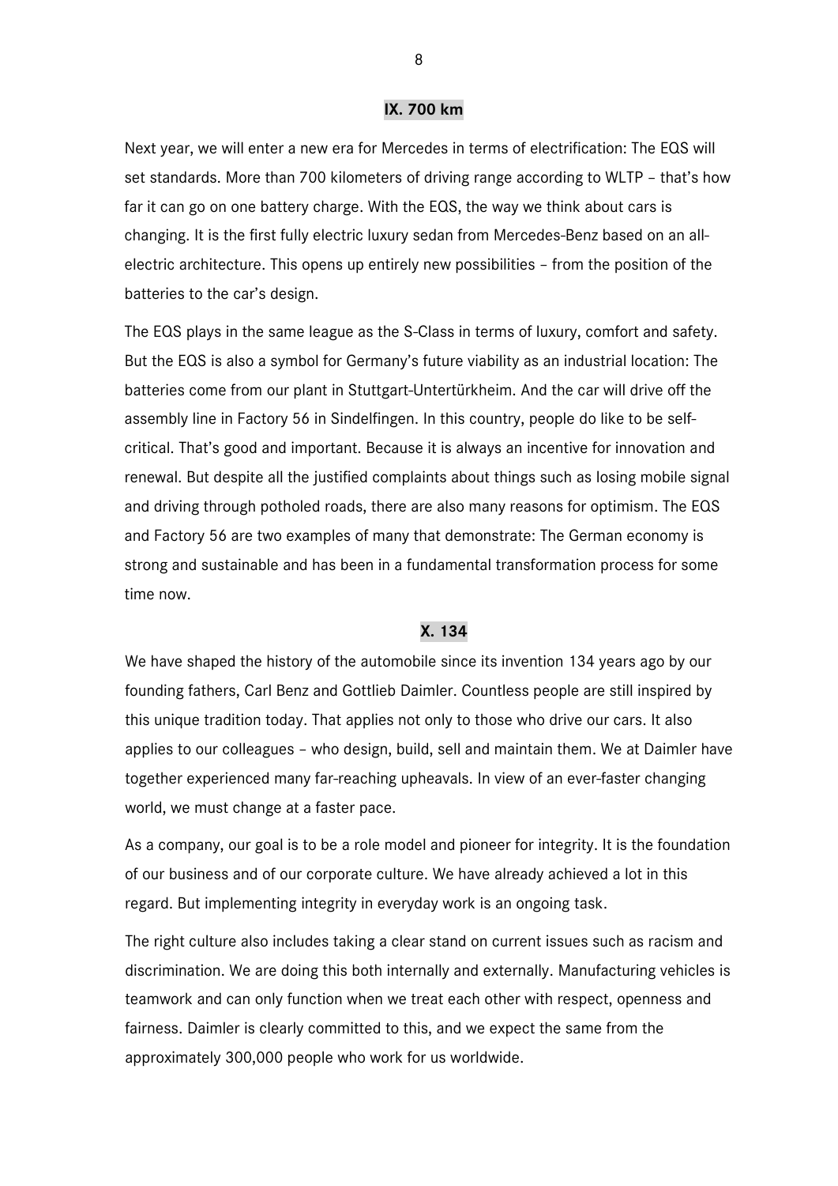## IX. 700 km

Next year, we will enter a new era for Mercedes in terms of electrification: The EQS will set standards. More than 700 kilometers of driving range according to WLTP – that's how far it can go on one battery charge. With the EQS, the way we think about cars is changing. It is the first fully electric luxury sedan from Mercedes-Benz based on an all-electric architecture. This opens up entirely new possibilities – from the position of the batteries to the car's design.

The EQS plays in the same league as the S-Class in terms of luxury, comfort and safety. But the EQS is also a symbol for Germany's future viability as an industrial location: The batteries come from our plant in Stuttgart-Untertürkheim. And the car will drive off the assembly line in Factory 56 in Sindelfingen. In this country, people do like to be self-critical. That's good and important. Because it is always an incentive for innovation and renewal. But despite all the justified complaints about things such as losing mobile signal and driving through potholed roads, there are also many reasons for optimism. The EQS and Factory 56 are two examples of many that demonstrate: The German economy is strong and sustainable and has been in a fundamental transformation process for some time now.

## X. 134

We have shaped the history of the automobile since its invention 134 years ago by our founding fathers, Carl Benz and Gottlieb Daimler. Countless people are still inspired by this unique tradition today. That applies not only to those who drive our cars. It also applies to our colleagues – who design, build, sell and maintain them. We at Daimler have together experienced many far-reaching upheavals. In view of an ever-faster changing world, we must change at a faster pace.

As a company, our goal is to be a role model and pioneer for integrity. It is the foundation of our business and of our corporate culture. We have already achieved a lot in this regard. But implementing integrity in everyday work is an ongoing task.

The right culture also includes taking a clear stand on current issues such as racism and discrimination. We are doing this both internally and externally. Manufacturing vehicles is teamwork and can only function when we treat each other with respect, openness and fairness. Daimler is clearly committed to this, and we expect the same from the approximately 300,000 people who work for us worldwide.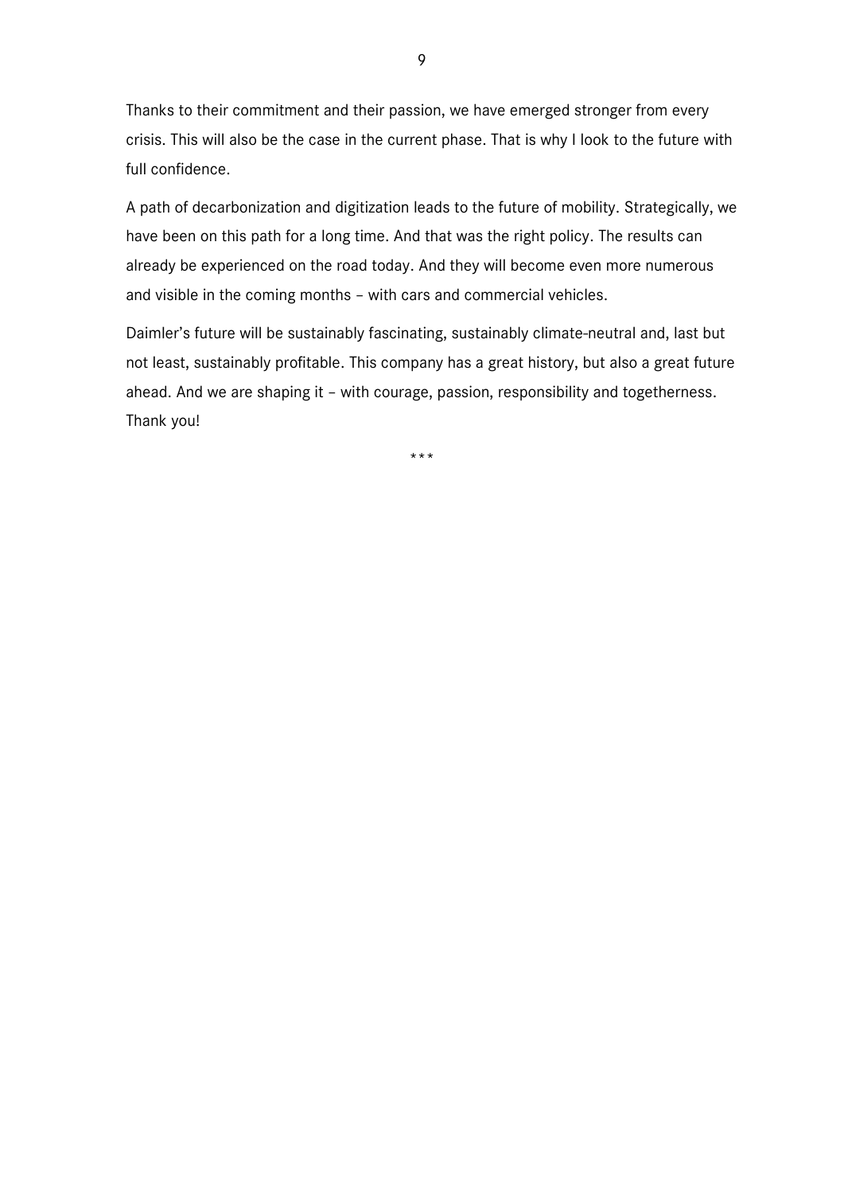Thanks to their commitment and their passion, we have emerged stronger from every crisis. This will also be the case in the current phase. That is why I look to the future with full confidence.

A path of decarbonization and digitization leads to the future of mobility. Strategically, we have been on this path for a long time. And that was the right policy. The results can already be experienced on the road today. And they will become even more numerous and visible in the coming months – with cars and commercial vehicles.

Daimler's future will be sustainably fascinating, sustainably climate-neutral and, last but not least, sustainably profitable. This company has a great history, but also a great future ahead. And we are shaping it – with courage, passion, responsibility and togetherness. Thank you!

\*\*\*